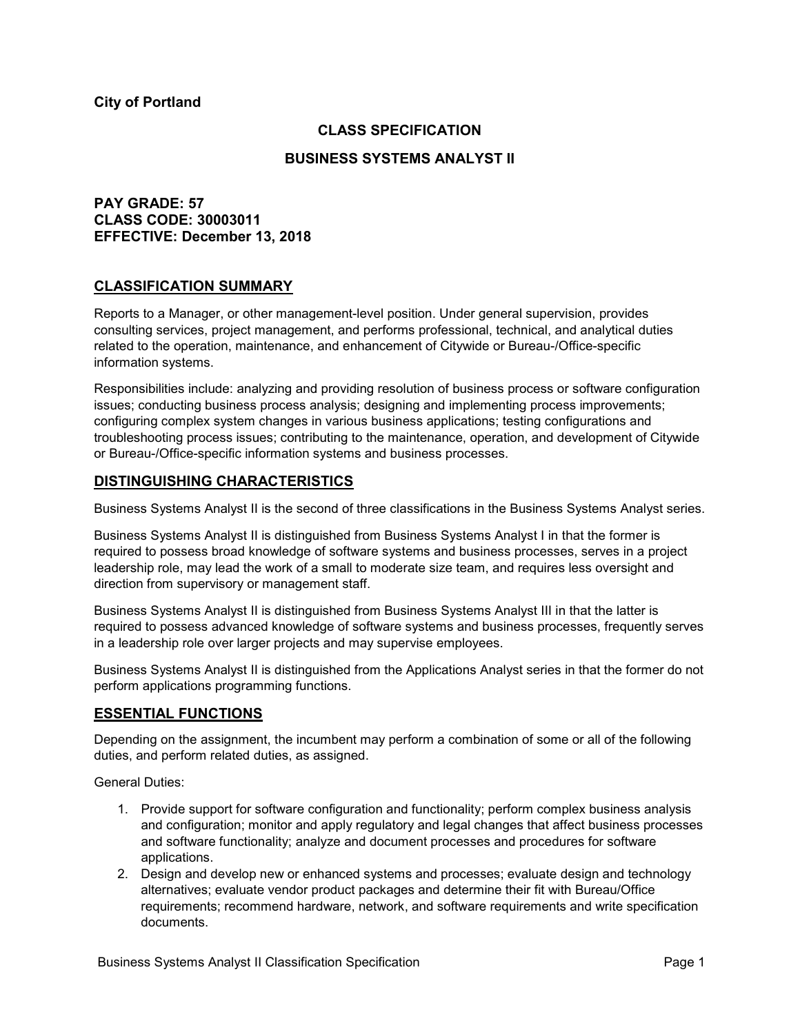**City of Portland**

## CLASS SPECIFICATION

## BUSINESS SYSTEMS ANALYST II

**PAY GRADE: 57**
**CLASS CODE: 30003011**
**EFFECTIVE: December 13, 2018**

## CLASSIFICATION SUMMARY

Reports to a Manager, or other management-level position. Under general supervision, provides consulting services, project management, and performs professional, technical, and analytical duties related to the operation, maintenance, and enhancement of Citywide or Bureau-/Office-specific information systems.

Responsibilities include: analyzing and providing resolution of business process or software configuration issues; conducting business process analysis; designing and implementing process improvements; configuring complex system changes in various business applications; testing configurations and troubleshooting process issues; contributing to the maintenance, operation, and development of Citywide or Bureau-/Office-specific information systems and business processes.

## DISTINGUISHING CHARACTERISTICS

Business Systems Analyst II is the second of three classifications in the Business Systems Analyst series.

Business Systems Analyst II is distinguished from Business Systems Analyst I in that the former is required to possess broad knowledge of software systems and business processes, serves in a project leadership role, may lead the work of a small to moderate size team, and requires less oversight and direction from supervisory or management staff.

Business Systems Analyst II is distinguished from Business Systems Analyst III in that the latter is required to possess advanced knowledge of software systems and business processes, frequently serves in a leadership role over larger projects and may supervise employees.

Business Systems Analyst II is distinguished from the Applications Analyst series in that the former do not perform applications programming functions.

## ESSENTIAL FUNCTIONS

Depending on the assignment, the incumbent may perform a combination of some or all of the following duties, and perform related duties, as assigned.

General Duties:

1. Provide support for software configuration and functionality; perform complex business analysis and configuration; monitor and apply regulatory and legal changes that affect business processes and software functionality; analyze and document processes and procedures for software applications.
2. Design and develop new or enhanced systems and processes; evaluate design and technology alternatives; evaluate vendor product packages and determine their fit with Bureau/Office requirements; recommend hardware, network, and software requirements and write specification documents.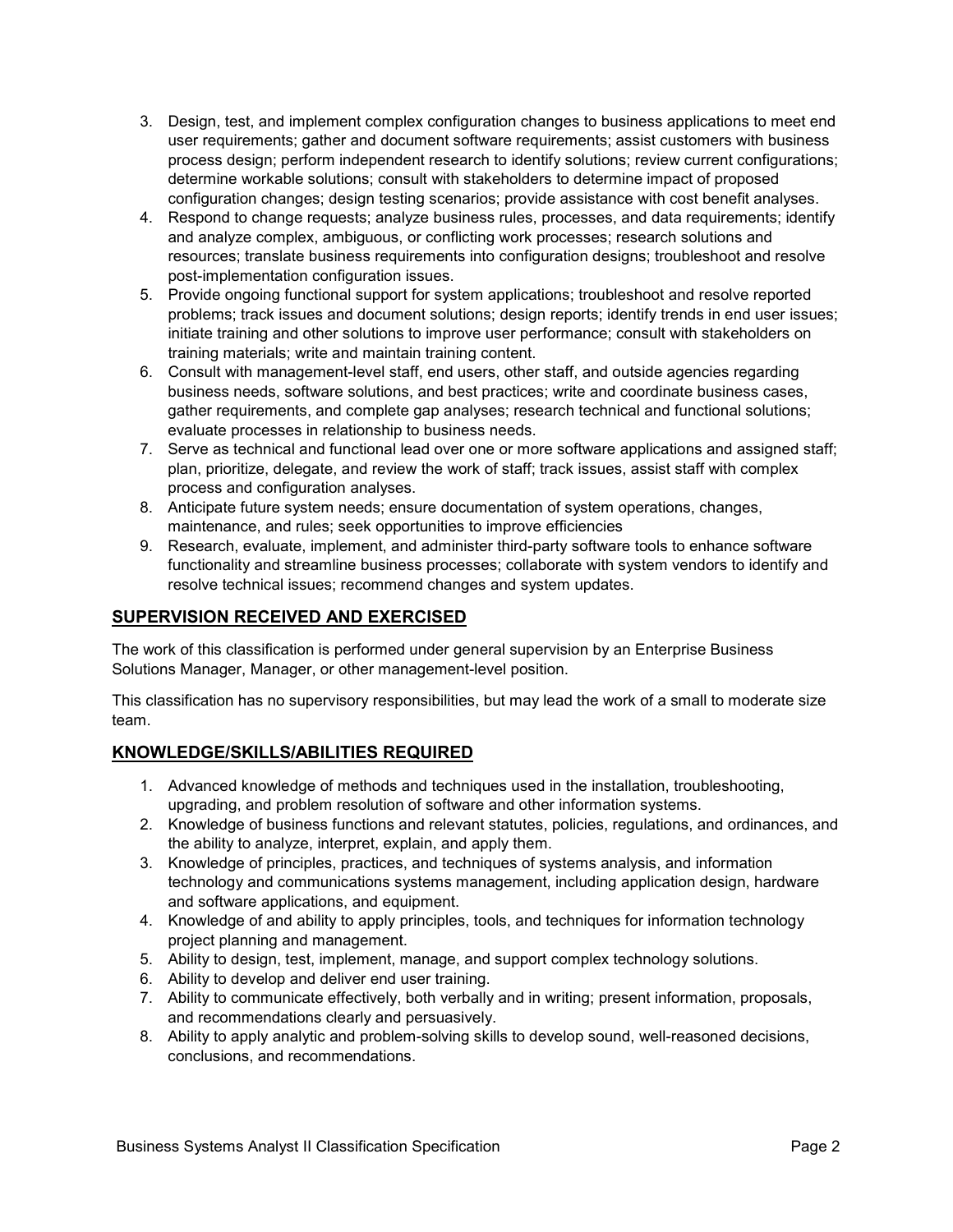3. Design, test, and implement complex configuration changes to business applications to meet end user requirements; gather and document software requirements; assist customers with business process design; perform independent research to identify solutions; review current configurations; determine workable solutions; consult with stakeholders to determine impact of proposed configuration changes; design testing scenarios; provide assistance with cost benefit analyses.
4. Respond to change requests; analyze business rules, processes, and data requirements; identify and analyze complex, ambiguous, or conflicting work processes; research solutions and resources; translate business requirements into configuration designs; troubleshoot and resolve post-implementation configuration issues.
5. Provide ongoing functional support for system applications; troubleshoot and resolve reported problems; track issues and document solutions; design reports; identify trends in end user issues; initiate training and other solutions to improve user performance; consult with stakeholders on training materials; write and maintain training content.
6. Consult with management-level staff, end users, other staff, and outside agencies regarding business needs, software solutions, and best practices; write and coordinate business cases, gather requirements, and complete gap analyses; research technical and functional solutions; evaluate processes in relationship to business needs.
7. Serve as technical and functional lead over one or more software applications and assigned staff; plan, prioritize, delegate, and review the work of staff; track issues, assist staff with complex process and configuration analyses.
8. Anticipate future system needs; ensure documentation of system operations, changes, maintenance, and rules; seek opportunities to improve efficiencies
9. Research, evaluate, implement, and administer third-party software tools to enhance software functionality and streamline business processes; collaborate with system vendors to identify and resolve technical issues; recommend changes and system updates.

## SUPERVISION RECEIVED AND EXERCISED

The work of this classification is performed under general supervision by an Enterprise Business Solutions Manager, Manager, or other management-level position.

This classification has no supervisory responsibilities, but may lead the work of a small to moderate size team.

## KNOWLEDGE/SKILLS/ABILITIES REQUIRED

1. Advanced knowledge of methods and techniques used in the installation, troubleshooting, upgrading, and problem resolution of software and other information systems.
2. Knowledge of business functions and relevant statutes, policies, regulations, and ordinances, and the ability to analyze, interpret, explain, and apply them.
3. Knowledge of principles, practices, and techniques of systems analysis, and information technology and communications systems management, including application design, hardware and software applications, and equipment.
4. Knowledge of and ability to apply principles, tools, and techniques for information technology project planning and management.
5. Ability to design, test, implement, manage, and support complex technology solutions.
6. Ability to develop and deliver end user training.
7. Ability to communicate effectively, both verbally and in writing; present information, proposals, and recommendations clearly and persuasively.
8. Ability to apply analytic and problem-solving skills to develop sound, well-reasoned decisions, conclusions, and recommendations.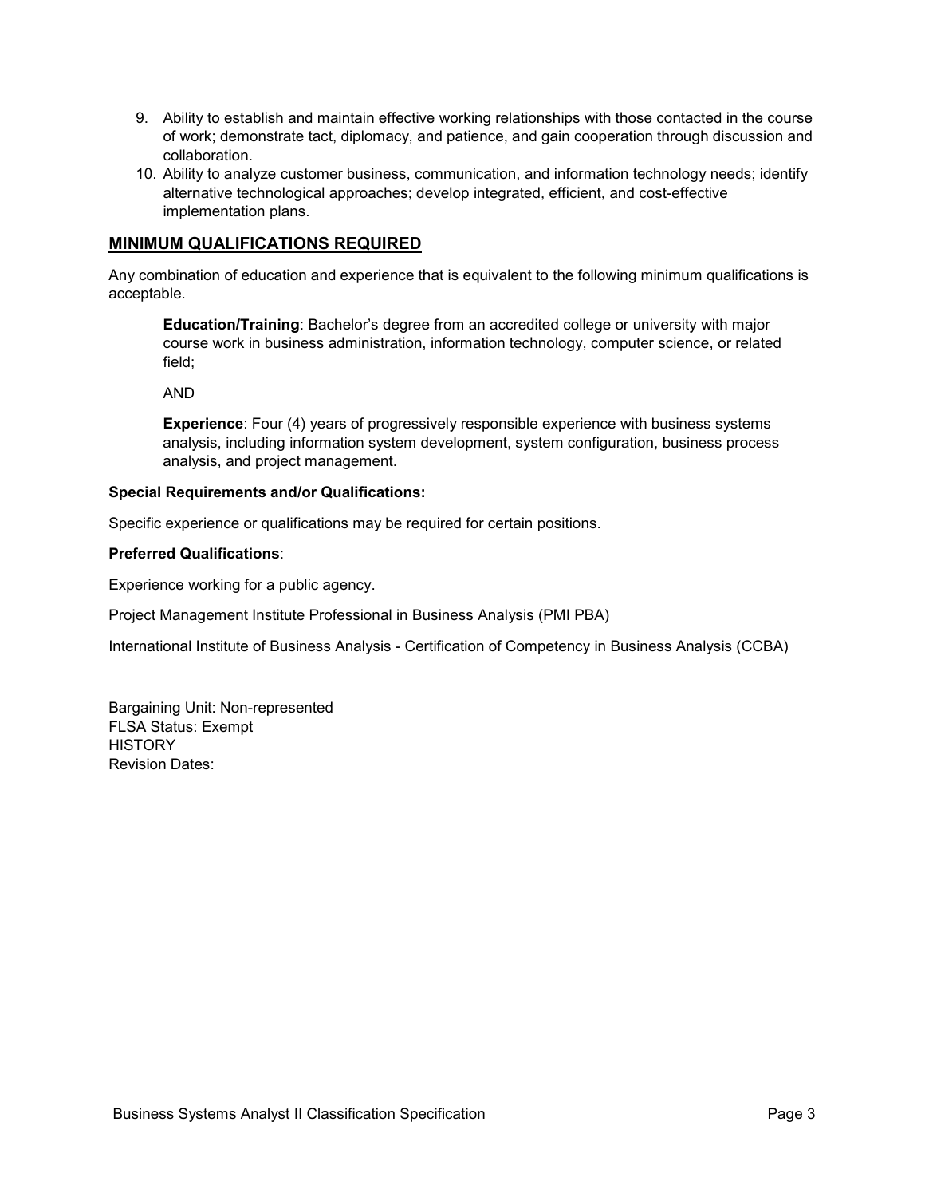9. Ability to establish and maintain effective working relationships with those contacted in the course of work; demonstrate tact, diplomacy, and patience, and gain cooperation through discussion and collaboration.
10. Ability to analyze customer business, communication, and information technology needs; identify alternative technological approaches; develop integrated, efficient, and cost-effective implementation plans.

## MINIMUM QUALIFICATIONS REQUIRED

Any combination of education and experience that is equivalent to the following minimum qualifications is acceptable.

> **Education/Training**: Bachelor's degree from an accredited college or university with major course work in business administration, information technology, computer science, or related field;
>
> AND
>
> **Experience**: Four (4) years of progressively responsible experience with business systems analysis, including information system development, system configuration, business process analysis, and project management.

**Special Requirements and/or Qualifications:**

Specific experience or qualifications may be required for certain positions.

**Preferred Qualifications**:

Experience working for a public agency.

Project Management Institute Professional in Business Analysis (PMI PBA)

International Institute of Business Analysis - Certification of Competency in Business Analysis (CCBA)

Bargaining Unit: Non-represented
FLSA Status: Exempt
HISTORY
Revision Dates: